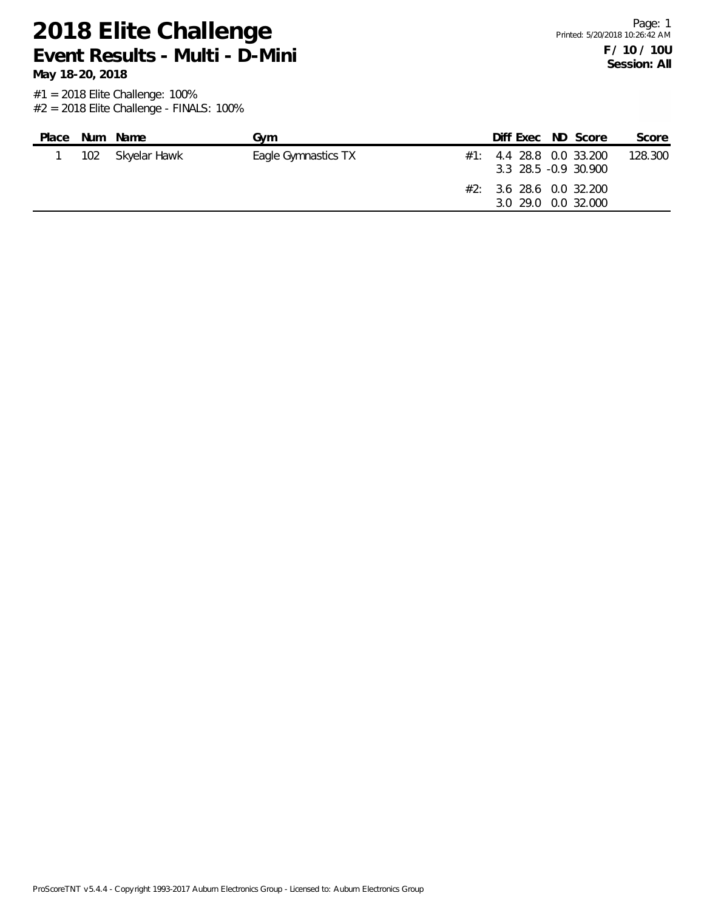# 2018 Elite Challenge

## Event Results - Multi - D-Mini

**May 18-20, 2018**

**F / 10 / 10U**
**Session: All**

#1 = 2018 Elite Challenge: 100%
#2 = 2018 Elite Challenge - FINALS: 100%

| Place | Num | Name | Gym | | Diff | Exec | ND | Score | Score |
|---|---|---|---|---|---|---|---|---|---|
| 1 | 102 | Skyelar Hawk | Eagle Gymnastics TX | #1: | 4.4 | 28.8 | 0.0 | 33.200 | 128.300 |
| | | | | | 3.3 | 28.5 | -0.9 | 30.900 | |
| | | | | #2: | 3.6 | 28.6 | 0.0 | 32.200 | |
| | | | | | 3.0 | 29.0 | 0.0 | 32.000 | |

ProScoreTNT v5.4.4 - Copyright 1993-2017 Auburn Electronics Group - Licensed to: Auburn Electronics Group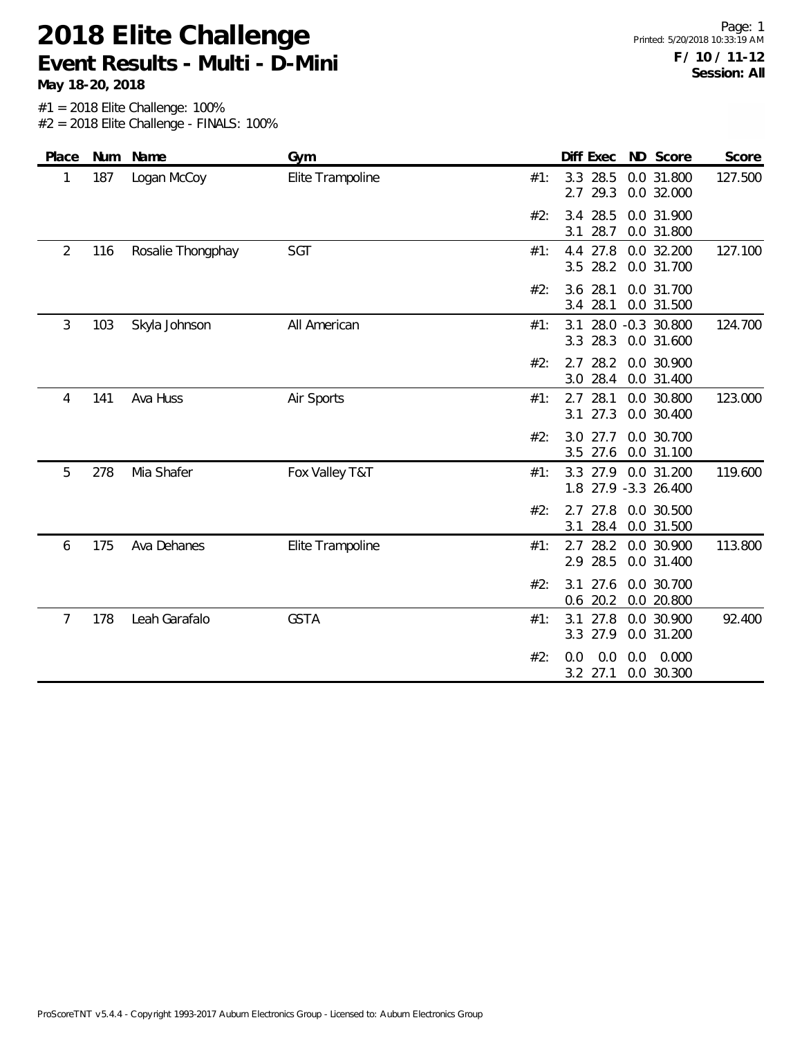# 2018 Elite Challenge

## Event Results - Multi - D-Mini

**May 18-20, 2018**

**F / 10 / 11-12**
**Session: All**

#1 = 2018 Elite Challenge: 100%
#2 = 2018 Elite Challenge - FINALS: 100%

| Place | Num | Name | Gym | | Diff | Exec | ND | Score | Score |
|---|---|---|---|---|---|---|---|---|---|
| 1 | 187 | Logan McCoy | Elite Trampoline | #1: | 3.3 | 28.5 | 0.0 | 31.800 | 127.500 |
| | | | | | 2.7 | 29.3 | 0.0 | 32.000 | |
| | | | | #2: | 3.4 | 28.5 | 0.0 | 31.900 | |
| | | | | | 3.1 | 28.7 | 0.0 | 31.800 | |
| 2 | 116 | Rosalie Thongphay | SGT | #1: | 4.4 | 27.8 | 0.0 | 32.200 | 127.100 |
| | | | | | 3.5 | 28.2 | 0.0 | 31.700 | |
| | | | | #2: | 3.6 | 28.1 | 0.0 | 31.700 | |
| | | | | | 3.4 | 28.1 | 0.0 | 31.500 | |
| 3 | 103 | Skyla Johnson | All American | #1: | 3.1 | 28.0 | -0.3 | 30.800 | 124.700 |
| | | | | | 3.3 | 28.3 | 0.0 | 31.600 | |
| | | | | #2: | 2.7 | 28.2 | 0.0 | 30.900 | |
| | | | | | 3.0 | 28.4 | 0.0 | 31.400 | |
| 4 | 141 | Ava Huss | Air Sports | #1: | 2.7 | 28.1 | 0.0 | 30.800 | 123.000 |
| | | | | | 3.1 | 27.3 | 0.0 | 30.400 | |
| | | | | #2: | 3.0 | 27.7 | 0.0 | 30.700 | |
| | | | | | 3.5 | 27.6 | 0.0 | 31.100 | |
| 5 | 278 | Mia Shafer | Fox Valley T&T | #1: | 3.3 | 27.9 | 0.0 | 31.200 | 119.600 |
| | | | | | 1.8 | 27.9 | -3.3 | 26.400 | |
| | | | | #2: | 2.7 | 27.8 | 0.0 | 30.500 | |
| | | | | | 3.1 | 28.4 | 0.0 | 31.500 | |
| 6 | 175 | Ava Dehanes | Elite Trampoline | #1: | 2.7 | 28.2 | 0.0 | 30.900 | 113.800 |
| | | | | | 2.9 | 28.5 | 0.0 | 31.400 | |
| | | | | #2: | 3.1 | 27.6 | 0.0 | 30.700 | |
| | | | | | 0.6 | 20.2 | 0.0 | 20.800 | |
| 7 | 178 | Leah Garafalo | GSTA | #1: | 3.1 | 27.8 | 0.0 | 30.900 | 92.400 |
| | | | | | 3.3 | 27.9 | 0.0 | 31.200 | |
| | | | | #2: | 0.0 | 0.0 | 0.0 | 0.000 | |
| | | | | | 3.2 | 27.1 | 0.0 | 30.300 | |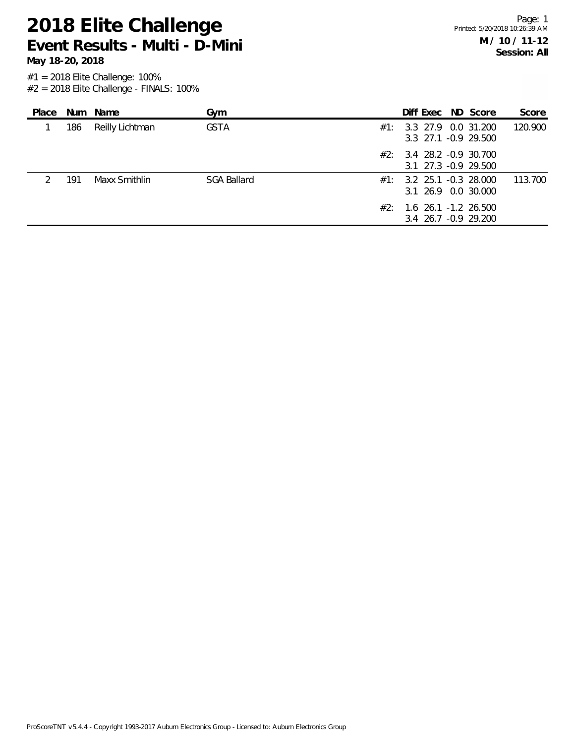# 2018 Elite Challenge

## Event Results - Multi - D-Mini

**May 18-20, 2018**

**M / 10 / 11-12**
**Session: All**

#1 = 2018 Elite Challenge: 100%
#2 = 2018 Elite Challenge - FINALS: 100%

| Place | Num | Name | Gym | | Diff | Exec | ND | Score | Score |
|---|---|---|---|---|---|---|---|---|---|
| 1 | 186 | Reilly Lichtman | GSTA | #1: | 3.3 | 27.9 | 0.0 | 31.200 | 120.900 |
| | | | | | 3.3 | 27.1 | -0.9 | 29.500 | |
| | | | | #2: | 3.4 | 28.2 | -0.9 | 30.700 | |
| | | | | | 3.1 | 27.3 | -0.9 | 29.500 | |
| 2 | 191 | Maxx Smithlin | SGA Ballard | #1: | 3.2 | 25.1 | -0.3 | 28.000 | 113.700 |
| | | | | | 3.1 | 26.9 | 0.0 | 30.000 | |
| | | | | #2: | 1.6 | 26.1 | -1.2 | 26.500 | |
| | | | | | 3.4 | 26.7 | -0.9 | 29.200 | |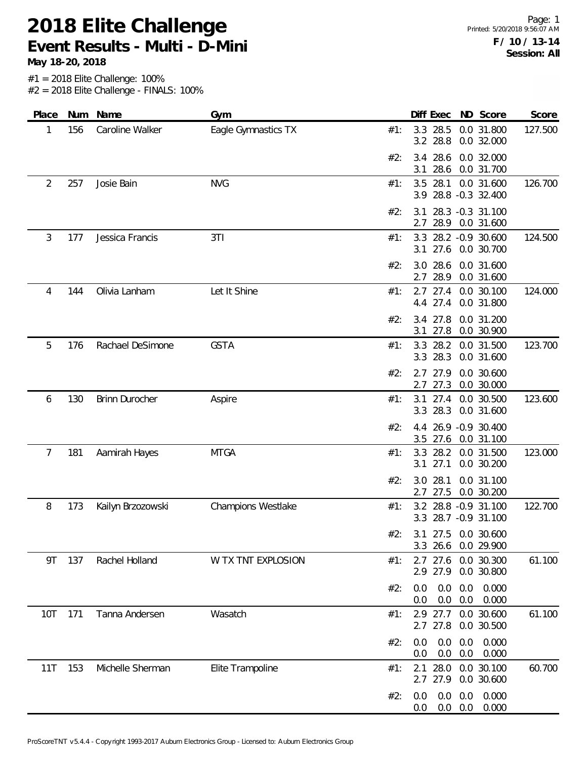# 2018 Elite Challenge
## Event Results - Multi - D-Mini

**May 18-20, 2018**

Printed: 5/20/2018 9:56:07 AM

**F / 10 / 13-14**
**Session: All**

#1 = 2018 Elite Challenge: 100%
#2 = 2018 Elite Challenge - FINALS: 100%

| Place | Num | Name | Gym | | Diff | Exec | ND | Score | Score |
|---|---|---|---|---|---|---|---|---|---|
| 1 | 156 | Caroline Walker | Eagle Gymnastics TX | #1: | 3.3 | 28.5 | 0.0 | 31.800 | 127.500 |
| | | | | | 3.2 | 28.8 | 0.0 | 32.000 | |
| | | | | #2: | 3.4 | 28.6 | 0.0 | 32.000 | |
| | | | | | 3.1 | 28.6 | 0.0 | 31.700 | |
| 2 | 257 | Josie Bain | NVG | #1: | 3.5 | 28.1 | 0.0 | 31.600 | 126.700 |
| | | | | | 3.9 | 28.8 | -0.3 | 32.400 | |
| | | | | #2: | 3.1 | 28.3 | -0.3 | 31.100 | |
| | | | | | 2.7 | 28.9 | 0.0 | 31.600 | |
| 3 | 177 | Jessica Francis | 3TI | #1: | 3.3 | 28.2 | -0.9 | 30.600 | 124.500 |
| | | | | | 3.1 | 27.6 | 0.0 | 30.700 | |
| | | | | #2: | 3.0 | 28.6 | 0.0 | 31.600 | |
| | | | | | 2.7 | 28.9 | 0.0 | 31.600 | |
| 4 | 144 | Olivia Lanham | Let It Shine | #1: | 2.7 | 27.4 | 0.0 | 30.100 | 124.000 |
| | | | | | 4.4 | 27.4 | 0.0 | 31.800 | |
| | | | | #2: | 3.4 | 27.8 | 0.0 | 31.200 | |
| | | | | | 3.1 | 27.8 | 0.0 | 30.900 | |
| 5 | 176 | Rachael DeSimone | GSTA | #1: | 3.3 | 28.2 | 0.0 | 31.500 | 123.700 |
| | | | | | 3.3 | 28.3 | 0.0 | 31.600 | |
| | | | | #2: | 2.7 | 27.9 | 0.0 | 30.600 | |
| | | | | | 2.7 | 27.3 | 0.0 | 30.000 | |
| 6 | 130 | Brinn Durocher | Aspire | #1: | 3.1 | 27.4 | 0.0 | 30.500 | 123.600 |
| | | | | | 3.3 | 28.3 | 0.0 | 31.600 | |
| | | | | #2: | 4.4 | 26.9 | -0.9 | 30.400 | |
| | | | | | 3.5 | 27.6 | 0.0 | 31.100 | |
| 7 | 181 | Aamirah Hayes | MTGA | #1: | 3.3 | 28.2 | 0.0 | 31.500 | 123.000 |
| | | | | | 3.1 | 27.1 | 0.0 | 30.200 | |
| | | | | #2: | 3.0 | 28.1 | 0.0 | 31.100 | |
| | | | | | 2.7 | 27.5 | 0.0 | 30.200 | |
| 8 | 173 | Kailyn Brzozowski | Champions Westlake | #1: | 3.2 | 28.8 | -0.9 | 31.100 | 122.700 |
| | | | | | 3.3 | 28.7 | -0.9 | 31.100 | |
| | | | | #2: | 3.1 | 27.5 | 0.0 | 30.600 | |
| | | | | | 3.3 | 26.6 | 0.0 | 29.900 | |
| 9T | 137 | Rachel Holland | W TX TNT EXPLOSION | #1: | 2.7 | 27.6 | 0.0 | 30.300 | 61.100 |
| | | | | | 2.9 | 27.9 | 0.0 | 30.800 | |
| | | | | #2: | 0.0 | 0.0 | 0.0 | 0.000 | |
| | | | | | 0.0 | 0.0 | 0.0 | 0.000 | |
| 10T | 171 | Tanna Andersen | Wasatch | #1: | 2.9 | 27.7 | 0.0 | 30.600 | 61.100 |
| | | | | | 2.7 | 27.8 | 0.0 | 30.500 | |
| | | | | #2: | 0.0 | 0.0 | 0.0 | 0.000 | |
| | | | | | 0.0 | 0.0 | 0.0 | 0.000 | |
| 11T | 153 | Michelle Sherman | Elite Trampoline | #1: | 2.1 | 28.0 | 0.0 | 30.100 | 60.700 |
| | | | | | 2.7 | 27.9 | 0.0 | 30.600 | |
| | | | | #2: | 0.0 | 0.0 | 0.0 | 0.000 | |
| | | | | | 0.0 | 0.0 | 0.0 | 0.000 | |

ProScoreTNT v5.4.4 - Copyright 1993-2017 Auburn Electronics Group - Licensed to: Auburn Electronics Group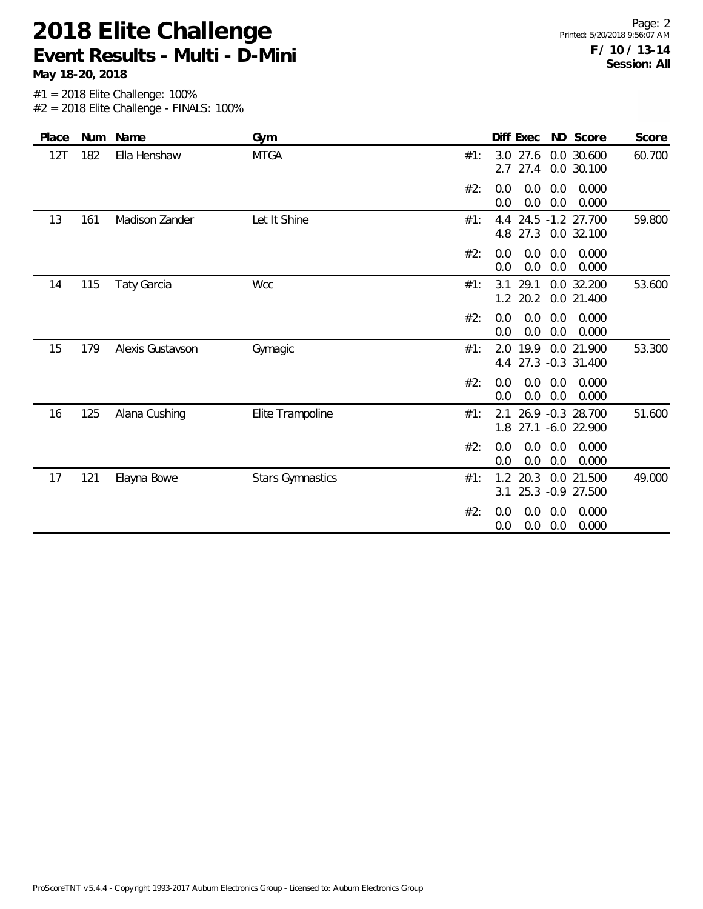# 2018 Elite Challenge

## Event Results - Multi - D-Mini

**May 18-20, 2018**

**F / 10 / 13-14**
**Session: All**

#1 = 2018 Elite Challenge: 100%
#2 = 2018 Elite Challenge - FINALS: 100%

| Place | Num | Name | Gym | | Diff | Exec | ND | Score | Score |
|---|---|---|---|---|---|---|---|---|---|
| 12T | 182 | Ella Henshaw | MTGA | #1: | 3.0 | 27.6 | 0.0 | 30.600 | 60.700 |
| | | | | | 2.7 | 27.4 | 0.0 | 30.100 | |
| | | | | #2: | 0.0 | 0.0 | 0.0 | 0.000 | |
| | | | | | 0.0 | 0.0 | 0.0 | 0.000 | |
| 13 | 161 | Madison Zander | Let It Shine | #1: | 4.4 | 24.5 | -1.2 | 27.700 | 59.800 |
| | | | | | 4.8 | 27.3 | 0.0 | 32.100 | |
| | | | | #2: | 0.0 | 0.0 | 0.0 | 0.000 | |
| | | | | | 0.0 | 0.0 | 0.0 | 0.000 | |
| 14 | 115 | Taty Garcia | Wcc | #1: | 3.1 | 29.1 | 0.0 | 32.200 | 53.600 |
| | | | | | 1.2 | 20.2 | 0.0 | 21.400 | |
| | | | | #2: | 0.0 | 0.0 | 0.0 | 0.000 | |
| | | | | | 0.0 | 0.0 | 0.0 | 0.000 | |
| 15 | 179 | Alexis Gustavson | Gymagic | #1: | 2.0 | 19.9 | 0.0 | 21.900 | 53.300 |
| | | | | | 4.4 | 27.3 | -0.3 | 31.400 | |
| | | | | #2: | 0.0 | 0.0 | 0.0 | 0.000 | |
| | | | | | 0.0 | 0.0 | 0.0 | 0.000 | |
| 16 | 125 | Alana Cushing | Elite Trampoline | #1: | 2.1 | 26.9 | -0.3 | 28.700 | 51.600 |
| | | | | | 1.8 | 27.1 | -6.0 | 22.900 | |
| | | | | #2: | 0.0 | 0.0 | 0.0 | 0.000 | |
| | | | | | 0.0 | 0.0 | 0.0 | 0.000 | |
| 17 | 121 | Elayna Bowe | Stars Gymnastics | #1: | 1.2 | 20.3 | 0.0 | 21.500 | 49.000 |
| | | | | | 3.1 | 25.3 | -0.9 | 27.500 | |
| | | | | #2: | 0.0 | 0.0 | 0.0 | 0.000 | |
| | | | | | 0.0 | 0.0 | 0.0 | 0.000 | |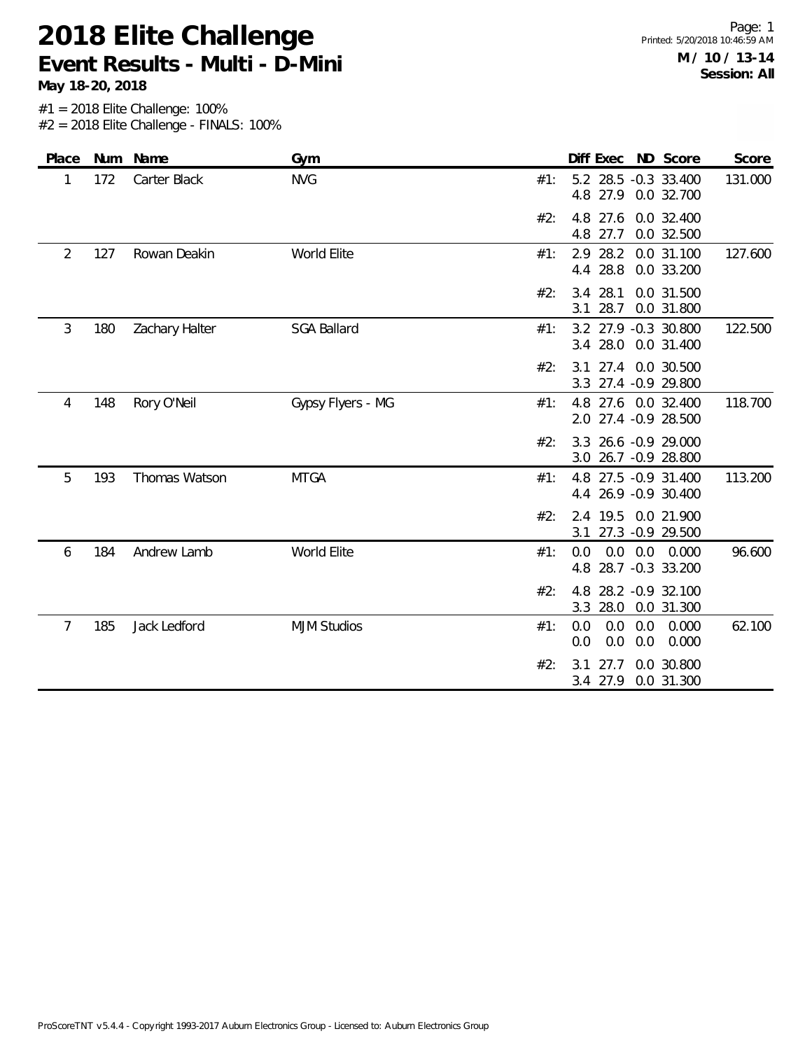# 2018 Elite Challenge

## Event Results - Multi - D-Mini

**May 18-20, 2018**

**M / 10 / 13-14**
**Session: All**

#1 = 2018 Elite Challenge: 100%
#2 = 2018 Elite Challenge - FINALS: 100%

| Place | Num | Name | Gym | | Diff | Exec | ND | Score | Score |
|---|---|---|---|---|---|---|---|---|---|
| 1 | 172 | Carter Black | NVG | #1: | 5.2 | 28.5 | -0.3 | 33.400 | 131.000 |
| | | | | | 4.8 | 27.9 | 0.0 | 32.700 | |
| | | | | #2: | 4.8 | 27.6 | 0.0 | 32.400 | |
| | | | | | 4.8 | 27.7 | 0.0 | 32.500 | |
| 2 | 127 | Rowan Deakin | World Elite | #1: | 2.9 | 28.2 | 0.0 | 31.100 | 127.600 |
| | | | | | 4.4 | 28.8 | 0.0 | 33.200 | |
| | | | | #2: | 3.4 | 28.1 | 0.0 | 31.500 | |
| | | | | | 3.1 | 28.7 | 0.0 | 31.800 | |
| 3 | 180 | Zachary Halter | SGA Ballard | #1: | 3.2 | 27.9 | -0.3 | 30.800 | 122.500 |
| | | | | | 3.4 | 28.0 | 0.0 | 31.400 | |
| | | | | #2: | 3.1 | 27.4 | 0.0 | 30.500 | |
| | | | | | 3.3 | 27.4 | -0.9 | 29.800 | |
| 4 | 148 | Rory O'Neil | Gypsy Flyers - MG | #1: | 4.8 | 27.6 | 0.0 | 32.400 | 118.700 |
| | | | | | 2.0 | 27.4 | -0.9 | 28.500 | |
| | | | | #2: | 3.3 | 26.6 | -0.9 | 29.000 | |
| | | | | | 3.0 | 26.7 | -0.9 | 28.800 | |
| 5 | 193 | Thomas Watson | MTGA | #1: | 4.8 | 27.5 | -0.9 | 31.400 | 113.200 |
| | | | | | 4.4 | 26.9 | -0.9 | 30.400 | |
| | | | | #2: | 2.4 | 19.5 | 0.0 | 21.900 | |
| | | | | | 3.1 | 27.3 | -0.9 | 29.500 | |
| 6 | 184 | Andrew Lamb | World Elite | #1: | 0.0 | 0.0 | 0.0 | 0.000 | 96.600 |
| | | | | | 4.8 | 28.7 | -0.3 | 33.200 | |
| | | | | #2: | 4.8 | 28.2 | -0.9 | 32.100 | |
| | | | | | 3.3 | 28.0 | 0.0 | 31.300 | |
| 7 | 185 | Jack Ledford | MJM Studios | #1: | 0.0 | 0.0 | 0.0 | 0.000 | 62.100 |
| | | | | | 0.0 | 0.0 | 0.0 | 0.000 | |
| | | | | #2: | 3.1 | 27.7 | 0.0 | 30.800 | |
| | | | | | 3.4 | 27.9 | 0.0 | 31.300 | |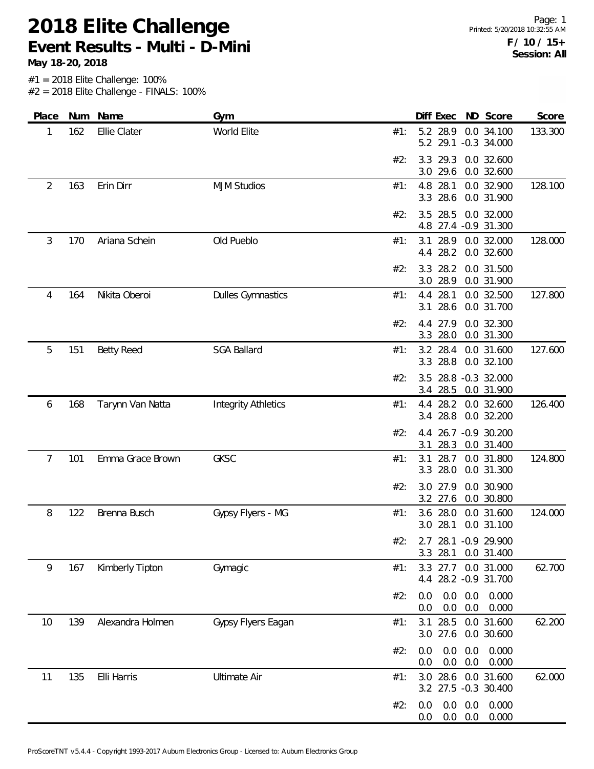# 2018 Elite Challenge

## Event Results - Multi - D-Mini

**May 18-20, 2018**

Page: 1
Printed: 5/20/2018 10:32:55 AM

**F / 10 / 15+**
**Session: All**

#1 = 2018 Elite Challenge: 100%
#2 = 2018 Elite Challenge - FINALS: 100%

| Place | Num | Name | Gym | | Diff | Exec | ND | Score | Score |
|---|---|---|---|---|---|---|---|---|---|
| 1 | 162 | Ellie Clater | World Elite | #1: | 5.2 | 28.9 | 0.0 | 34.100 | 133.300 |
| | | | | | 5.2 | 29.1 | -0.3 | 34.000 | |
| | | | | #2: | 3.3 | 29.3 | 0.0 | 32.600 | |
| | | | | | 3.0 | 29.6 | 0.0 | 32.600 | |
| 2 | 163 | Erin Dirr | MJM Studios | #1: | 4.8 | 28.1 | 0.0 | 32.900 | 128.100 |
| | | | | | 3.3 | 28.6 | 0.0 | 31.900 | |
| | | | | #2: | 3.5 | 28.5 | 0.0 | 32.000 | |
| | | | | | 4.8 | 27.4 | -0.9 | 31.300 | |
| 3 | 170 | Ariana Schein | Old Pueblo | #1: | 3.1 | 28.9 | 0.0 | 32.000 | 128.000 |
| | | | | | 4.4 | 28.2 | 0.0 | 32.600 | |
| | | | | #2: | 3.3 | 28.2 | 0.0 | 31.500 | |
| | | | | | 3.0 | 28.9 | 0.0 | 31.900 | |
| 4 | 164 | Nikita Oberoi | Dulles Gymnastics | #1: | 4.4 | 28.1 | 0.0 | 32.500 | 127.800 |
| | | | | | 3.1 | 28.6 | 0.0 | 31.700 | |
| | | | | #2: | 4.4 | 27.9 | 0.0 | 32.300 | |
| | | | | | 3.3 | 28.0 | 0.0 | 31.300 | |
| 5 | 151 | Betty Reed | SGA Ballard | #1: | 3.2 | 28.4 | 0.0 | 31.600 | 127.600 |
| | | | | | 3.3 | 28.8 | 0.0 | 32.100 | |
| | | | | #2: | 3.5 | 28.8 | -0.3 | 32.000 | |
| | | | | | 3.4 | 28.5 | 0.0 | 31.900 | |
| 6 | 168 | Tarynn Van Natta | Integrity Athletics | #1: | 4.4 | 28.2 | 0.0 | 32.600 | 126.400 |
| | | | | | 3.4 | 28.8 | 0.0 | 32.200 | |
| | | | | #2: | 4.4 | 26.7 | -0.9 | 30.200 | |
| | | | | | 3.1 | 28.3 | 0.0 | 31.400 | |
| 7 | 101 | Emma Grace Brown | GKSC | #1: | 3.1 | 28.7 | 0.0 | 31.800 | 124.800 |
| | | | | | 3.3 | 28.0 | 0.0 | 31.300 | |
| | | | | #2: | 3.0 | 27.9 | 0.0 | 30.900 | |
| | | | | | 3.2 | 27.6 | 0.0 | 30.800 | |
| 8 | 122 | Brenna Busch | Gypsy Flyers - MG | #1: | 3.6 | 28.0 | 0.0 | 31.600 | 124.000 |
| | | | | | 3.0 | 28.1 | 0.0 | 31.100 | |
| | | | | #2: | 2.7 | 28.1 | -0.9 | 29.900 | |
| | | | | | 3.3 | 28.1 | 0.0 | 31.400 | |
| 9 | 167 | Kimberly Tipton | Gymagic | #1: | 3.3 | 27.7 | 0.0 | 31.000 | 62.700 |
| | | | | | 4.4 | 28.2 | -0.9 | 31.700 | |
| | | | | #2: | 0.0 | 0.0 | 0.0 | 0.000 | |
| | | | | | 0.0 | 0.0 | 0.0 | 0.000 | |
| 10 | 139 | Alexandra Holmen | Gypsy Flyers Eagan | #1: | 3.1 | 28.5 | 0.0 | 31.600 | 62.200 |
| | | | | | 3.0 | 27.6 | 0.0 | 30.600 | |
| | | | | #2: | 0.0 | 0.0 | 0.0 | 0.000 | |
| | | | | | 0.0 | 0.0 | 0.0 | 0.000 | |
| 11 | 135 | Elli Harris | Ultimate Air | #1: | 3.0 | 28.6 | 0.0 | 31.600 | 62.000 |
| | | | | | 3.2 | 27.5 | -0.3 | 30.400 | |
| | | | | #2: | 0.0 | 0.0 | 0.0 | 0.000 | |
| | | | | | 0.0 | 0.0 | 0.0 | 0.000 | |

ProScoreTNT v5.4.4 - Copyright 1993-2017 Auburn Electronics Group - Licensed to: Auburn Electronics Group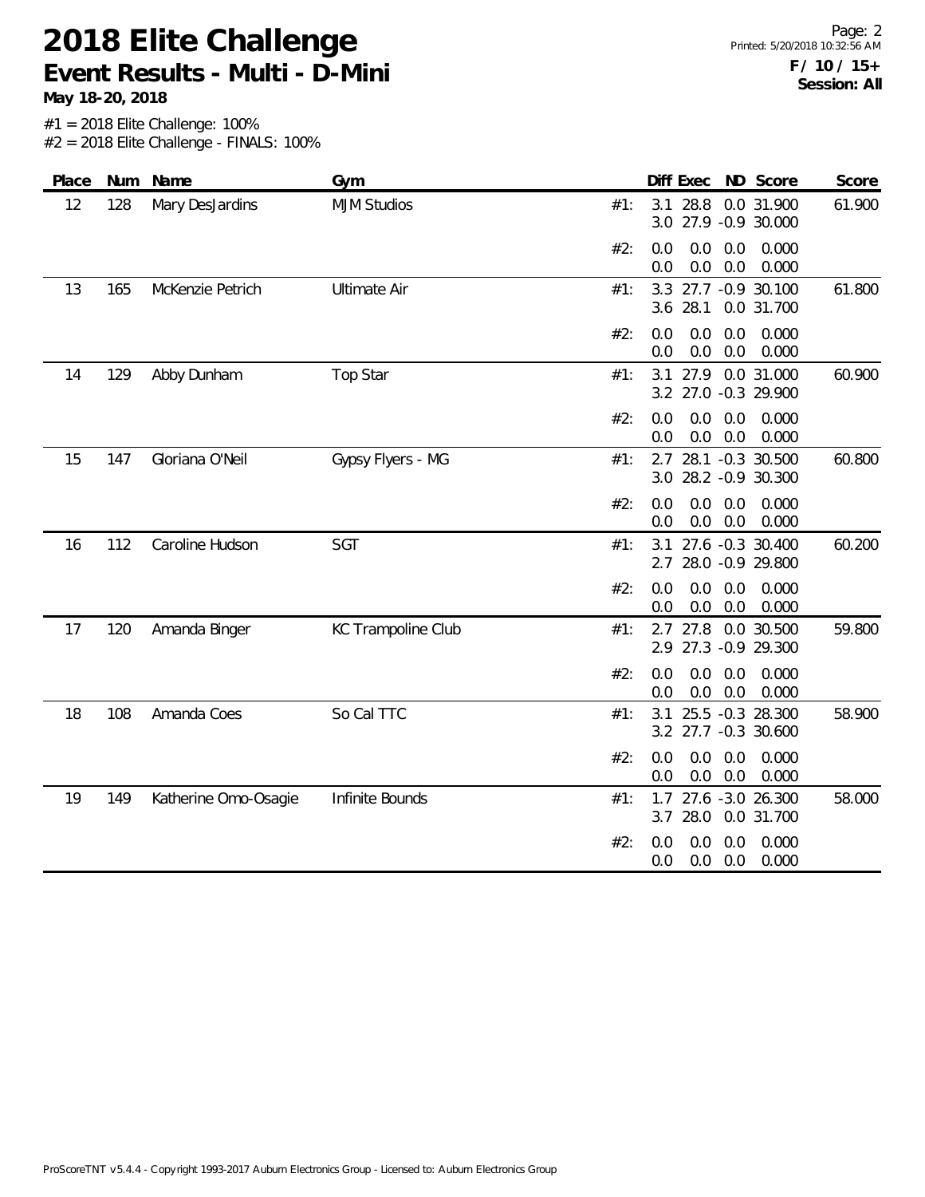# 2018 Elite Challenge

## Event Results - Multi - D-Mini

**May 18-20, 2018**

**F / 10 / 15+**
**Session: All**

#1 = 2018 Elite Challenge: 100%
#2 = 2018 Elite Challenge - FINALS: 100%

| Place | Num | Name | Gym | | Diff | Exec | ND | Score | Score |
|---|---|---|---|---|---|---|---|---|---|
| 12 | 128 | Mary DesJardins | MJM Studios | #1: | 3.1 | 28.8 | 0.0 | 31.900 | 61.900 |
| | | | | | 3.0 | 27.9 | -0.9 | 30.000 | |
| | | | | #2: | 0.0 | 0.0 | 0.0 | 0.000 | |
| | | | | | 0.0 | 0.0 | 0.0 | 0.000 | |
| 13 | 165 | McKenzie Petrich | Ultimate Air | #1: | 3.3 | 27.7 | -0.9 | 30.100 | 61.800 |
| | | | | | 3.6 | 28.1 | 0.0 | 31.700 | |
| | | | | #2: | 0.0 | 0.0 | 0.0 | 0.000 | |
| | | | | | 0.0 | 0.0 | 0.0 | 0.000 | |
| 14 | 129 | Abby Dunham | Top Star | #1: | 3.1 | 27.9 | 0.0 | 31.000 | 60.900 |
| | | | | | 3.2 | 27.0 | -0.3 | 29.900 | |
| | | | | #2: | 0.0 | 0.0 | 0.0 | 0.000 | |
| | | | | | 0.0 | 0.0 | 0.0 | 0.000 | |
| 15 | 147 | Gloriana O'Neil | Gypsy Flyers - MG | #1: | 2.7 | 28.1 | -0.3 | 30.500 | 60.800 |
| | | | | | 3.0 | 28.2 | -0.9 | 30.300 | |
| | | | | #2: | 0.0 | 0.0 | 0.0 | 0.000 | |
| | | | | | 0.0 | 0.0 | 0.0 | 0.000 | |
| 16 | 112 | Caroline Hudson | SGT | #1: | 3.1 | 27.6 | -0.3 | 30.400 | 60.200 |
| | | | | | 2.7 | 28.0 | -0.9 | 29.800 | |
| | | | | #2: | 0.0 | 0.0 | 0.0 | 0.000 | |
| | | | | | 0.0 | 0.0 | 0.0 | 0.000 | |
| 17 | 120 | Amanda Binger | KC Trampoline Club | #1: | 2.7 | 27.8 | 0.0 | 30.500 | 59.800 |
| | | | | | 2.9 | 27.3 | -0.9 | 29.300 | |
| | | | | #2: | 0.0 | 0.0 | 0.0 | 0.000 | |
| | | | | | 0.0 | 0.0 | 0.0 | 0.000 | |
| 18 | 108 | Amanda Coes | So Cal TTC | #1: | 3.1 | 25.5 | -0.3 | 28.300 | 58.900 |
| | | | | | 3.2 | 27.7 | -0.3 | 30.600 | |
| | | | | #2: | 0.0 | 0.0 | 0.0 | 0.000 | |
| | | | | | 0.0 | 0.0 | 0.0 | 0.000 | |
| 19 | 149 | Katherine Omo-Osagie | Infinite Bounds | #1: | 1.7 | 27.6 | -3.0 | 26.300 | 58.000 |
| | | | | | 3.7 | 28.0 | 0.0 | 31.700 | |
| | | | | #2: | 0.0 | 0.0 | 0.0 | 0.000 | |
| | | | | | 0.0 | 0.0 | 0.0 | 0.000 | |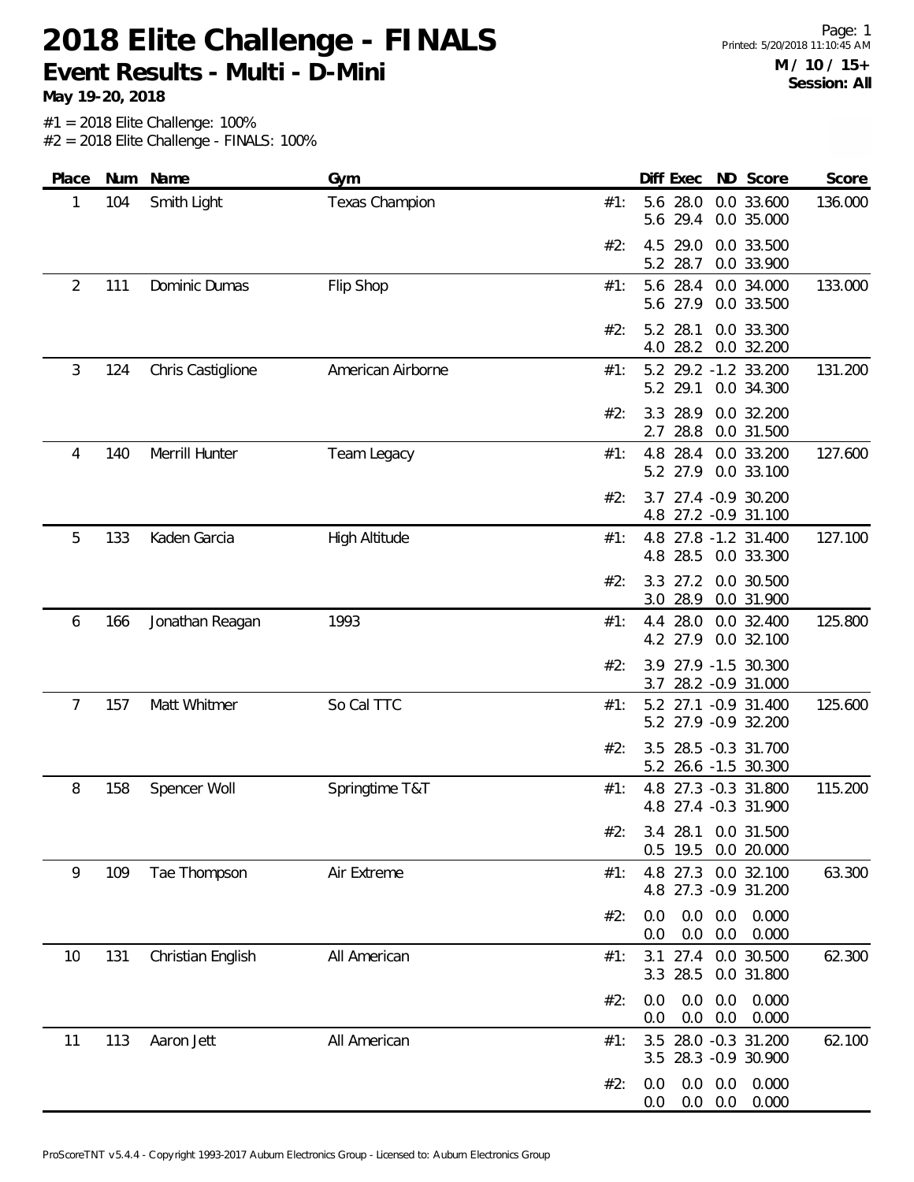# 2018 Elite Challenge - FINALS

## Event Results - Multi - D-Mini

**May 19-20, 2018**

**M / 10 / 15+**
**Session: All**

#1 = 2018 Elite Challenge: 100%
#2 = 2018 Elite Challenge - FINALS: 100%

| Place | Num | Name | Gym | | Diff | Exec | ND | Score | Score |
|---|---|---|---|---|---|---|---|---|---|
| 1 | 104 | Smith Light | Texas Champion | #1: | 5.6 | 28.0 | 0.0 | 33.600 | 136.000 |
| | | | | | 5.6 | 29.4 | 0.0 | 35.000 | |
| | | | | #2: | 4.5 | 29.0 | 0.0 | 33.500 | |
| | | | | | 5.2 | 28.7 | 0.0 | 33.900 | |
| 2 | 111 | Dominic Dumas | Flip Shop | #1: | 5.6 | 28.4 | 0.0 | 34.000 | 133.000 |
| | | | | | 5.6 | 27.9 | 0.0 | 33.500 | |
| | | | | #2: | 5.2 | 28.1 | 0.0 | 33.300 | |
| | | | | | 4.0 | 28.2 | 0.0 | 32.200 | |
| 3 | 124 | Chris Castiglione | American Airborne | #1: | 5.2 | 29.2 | -1.2 | 33.200 | 131.200 |
| | | | | | 5.2 | 29.1 | 0.0 | 34.300 | |
| | | | | #2: | 3.3 | 28.9 | 0.0 | 32.200 | |
| | | | | | 2.7 | 28.8 | 0.0 | 31.500 | |
| 4 | 140 | Merrill Hunter | Team Legacy | #1: | 4.8 | 28.4 | 0.0 | 33.200 | 127.600 |
| | | | | | 5.2 | 27.9 | 0.0 | 33.100 | |
| | | | | #2: | 3.7 | 27.4 | -0.9 | 30.200 | |
| | | | | | 4.8 | 27.2 | -0.9 | 31.100 | |
| 5 | 133 | Kaden Garcia | High Altitude | #1: | 4.8 | 27.8 | -1.2 | 31.400 | 127.100 |
| | | | | | 4.8 | 28.5 | 0.0 | 33.300 | |
| | | | | #2: | 3.3 | 27.2 | 0.0 | 30.500 | |
| | | | | | 3.0 | 28.9 | 0.0 | 31.900 | |
| 6 | 166 | Jonathan Reagan | 1993 | #1: | 4.4 | 28.0 | 0.0 | 32.400 | 125.800 |
| | | | | | 4.2 | 27.9 | 0.0 | 32.100 | |
| | | | | #2: | 3.9 | 27.9 | -1.5 | 30.300 | |
| | | | | | 3.7 | 28.2 | -0.9 | 31.000 | |
| 7 | 157 | Matt Whitmer | So Cal TTC | #1: | 5.2 | 27.1 | -0.9 | 31.400 | 125.600 |
| | | | | | 5.2 | 27.9 | -0.9 | 32.200 | |
| | | | | #2: | 3.5 | 28.5 | -0.3 | 31.700 | |
| | | | | | 5.2 | 26.6 | -1.5 | 30.300 | |
| 8 | 158 | Spencer Woll | Springtime T&T | #1: | 4.8 | 27.3 | -0.3 | 31.800 | 115.200 |
| | | | | | 4.8 | 27.4 | -0.3 | 31.900 | |
| | | | | #2: | 3.4 | 28.1 | 0.0 | 31.500 | |
| | | | | | 0.5 | 19.5 | 0.0 | 20.000 | |
| 9 | 109 | Tae Thompson | Air Extreme | #1: | 4.8 | 27.3 | 0.0 | 32.100 | 63.300 |
| | | | | | 4.8 | 27.3 | -0.9 | 31.200 | |
| | | | | #2: | 0.0 | 0.0 | 0.0 | 0.000 | |
| | | | | | 0.0 | 0.0 | 0.0 | 0.000 | |
| 10 | 131 | Christian English | All American | #1: | 3.1 | 27.4 | 0.0 | 30.500 | 62.300 |
| | | | | | 3.3 | 28.5 | 0.0 | 31.800 | |
| | | | | #2: | 0.0 | 0.0 | 0.0 | 0.000 | |
| | | | | | 0.0 | 0.0 | 0.0 | 0.000 | |
| 11 | 113 | Aaron Jett | All American | #1: | 3.5 | 28.0 | -0.3 | 31.200 | 62.100 |
| | | | | | 3.5 | 28.3 | -0.9 | 30.900 | |
| | | | | #2: | 0.0 | 0.0 | 0.0 | 0.000 | |
| | | | | | 0.0 | 0.0 | 0.0 | 0.000 | |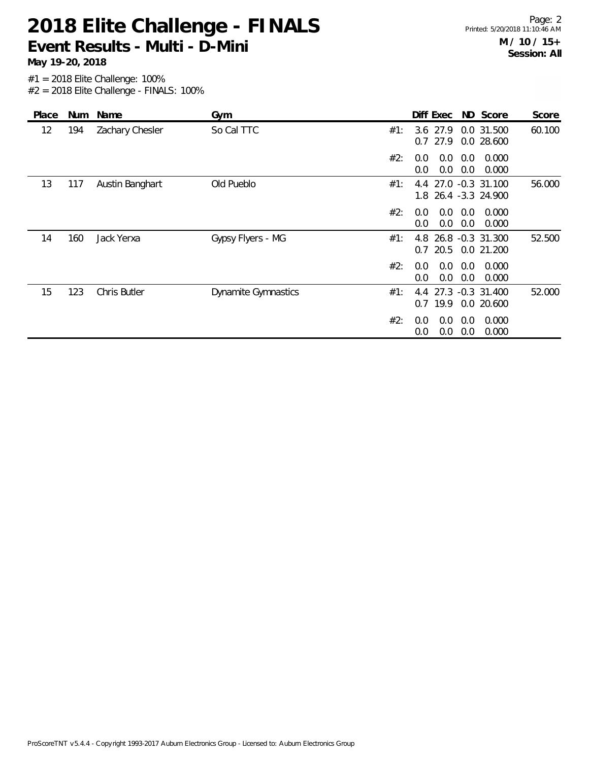# 2018 Elite Challenge - FINALS

## Event Results - Multi - D-Mini

**May 19-20, 2018**

**M / 10 / 15+**
**Session: All**

#1 = 2018 Elite Challenge: 100%
#2 = 2018 Elite Challenge - FINALS: 100%

| Place | Num | Name | Gym | | Diff | Exec | ND | Score | Score |
|---|---|---|---|---|---|---|---|---|---|
| 12 | 194 | Zachary Chesler | So Cal TTC | #1: | 3.6 | 27.9 | 0.0 | 31.500 | 60.100 |
| | | | | | 0.7 | 27.9 | 0.0 | 28.600 | |
| | | | | #2: | 0.0 | 0.0 | 0.0 | 0.000 | |
| | | | | | 0.0 | 0.0 | 0.0 | 0.000 | |
| 13 | 117 | Austin Banghart | Old Pueblo | #1: | 4.4 | 27.0 | -0.3 | 31.100 | 56.000 |
| | | | | | 1.8 | 26.4 | -3.3 | 24.900 | |
| | | | | #2: | 0.0 | 0.0 | 0.0 | 0.000 | |
| | | | | | 0.0 | 0.0 | 0.0 | 0.000 | |
| 14 | 160 | Jack Yerxa | Gypsy Flyers - MG | #1: | 4.8 | 26.8 | -0.3 | 31.300 | 52.500 |
| | | | | | 0.7 | 20.5 | 0.0 | 21.200 | |
| | | | | #2: | 0.0 | 0.0 | 0.0 | 0.000 | |
| | | | | | 0.0 | 0.0 | 0.0 | 0.000 | |
| 15 | 123 | Chris Butler | Dynamite Gymnastics | #1: | 4.4 | 27.3 | -0.3 | 31.400 | 52.000 |
| | | | | | 0.7 | 19.9 | 0.0 | 20.600 | |
| | | | | #2: | 0.0 | 0.0 | 0.0 | 0.000 | |
| | | | | | 0.0 | 0.0 | 0.0 | 0.000 | |

ProScoreTNT v5.4.4 - Copyright 1993-2017 Auburn Electronics Group - Licensed to: Auburn Electronics Group